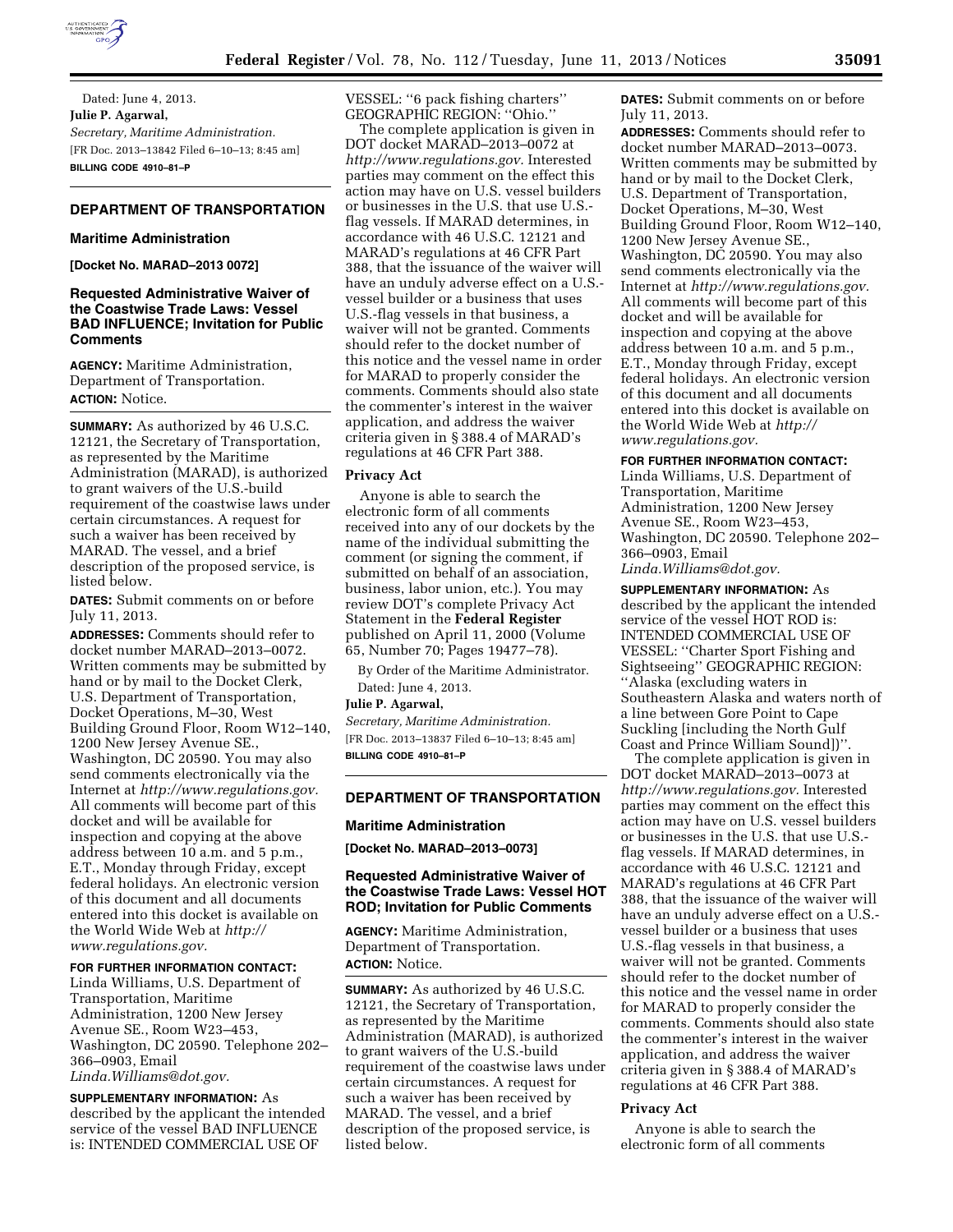Dated: June 4, 2013.

**Julie P. Agarwal,**

*Secretary, Maritime Administration.*

[FR Doc. 2013–13842 Filed 6–10–13; 8:45 am]

**BILLING CODE 4910–81–P**

## DEPARTMENT OF TRANSPORTATION

### Maritime Administration

**[Docket No. MARAD–2013 0072]**

### Requested Administrative Waiver of the Coastwise Trade Laws: Vessel BAD INFLUENCE; Invitation for Public Comments

**AGENCY:** Maritime Administration, Department of Transportation.

**ACTION:** Notice.

**SUMMARY:** As authorized by 46 U.S.C. 12121, the Secretary of Transportation, as represented by the Maritime Administration (MARAD), is authorized to grant waivers of the U.S.-build requirement of the coastwise laws under certain circumstances. A request for such a waiver has been received by MARAD. The vessel, and a brief description of the proposed service, is listed below.

**DATES:** Submit comments on or before July 11, 2013.

**ADDRESSES:** Comments should refer to docket number MARAD–2013–0072. Written comments may be submitted by hand or by mail to the Docket Clerk, U.S. Department of Transportation, Docket Operations, M–30, West Building Ground Floor, Room W12–140, 1200 New Jersey Avenue SE., Washington, DC 20590. You may also send comments electronically via the Internet at *http://www.regulations.gov.* All comments will become part of this docket and will be available for inspection and copying at the above address between 10 a.m. and 5 p.m., E.T., Monday through Friday, except federal holidays. An electronic version of this document and all documents entered into this docket is available on the World Wide Web at *http://www.regulations.gov.*

**FOR FURTHER INFORMATION CONTACT:** Linda Williams, U.S. Department of Transportation, Maritime Administration, 1200 New Jersey Avenue SE., Room W23–453, Washington, DC 20590. Telephone 202–366–0903, Email *Linda.Williams@dot.gov.*

**SUPPLEMENTARY INFORMATION:** As described by the applicant the intended service of the vessel BAD INFLUENCE is: INTENDED COMMERCIAL USE OF VESSEL: ''6 pack fishing charters'' GEOGRAPHIC REGION: ''Ohio.''

The complete application is given in DOT docket MARAD–2013–0072 at *http://www.regulations.gov.* Interested parties may comment on the effect this action may have on U.S. vessel builders or businesses in the U.S. that use U.S.-flag vessels. If MARAD determines, in accordance with 46 U.S.C. 12121 and MARAD's regulations at 46 CFR Part 388, that the issuance of the waiver will have an unduly adverse effect on a U.S.-vessel builder or a business that uses U.S.-flag vessels in that business, a waiver will not be granted. Comments should refer to the docket number of this notice and the vessel name in order for MARAD to properly consider the comments. Comments should also state the commenter's interest in the waiver application, and address the waiver criteria given in § 388.4 of MARAD's regulations at 46 CFR Part 388.

#### Privacy Act

Anyone is able to search the electronic form of all comments received into any of our dockets by the name of the individual submitting the comment (or signing the comment, if submitted on behalf of an association, business, labor union, etc.). You may review DOT's complete Privacy Act Statement in the **Federal Register** published on April 11, 2000 (Volume 65, Number 70; Pages 19477–78).

By Order of the Maritime Administrator.

Dated: June 4, 2013.

**Julie P. Agarwal,**

*Secretary, Maritime Administration.*

[FR Doc. 2013–13837 Filed 6–10–13; 8:45 am]

**BILLING CODE 4910–81–P**

## DEPARTMENT OF TRANSPORTATION

### Maritime Administration

**[Docket No. MARAD–2013–0073]**

### Requested Administrative Waiver of the Coastwise Trade Laws: Vessel HOT ROD; Invitation for Public Comments

**AGENCY:** Maritime Administration, Department of Transportation.

**ACTION:** Notice.

**SUMMARY:** As authorized by 46 U.S.C. 12121, the Secretary of Transportation, as represented by the Maritime Administration (MARAD), is authorized to grant waivers of the U.S.-build requirement of the coastwise laws under certain circumstances. A request for such a waiver has been received by MARAD. The vessel, and a brief description of the proposed service, is listed below.

**DATES:** Submit comments on or before July 11, 2013.

**ADDRESSES:** Comments should refer to docket number MARAD–2013–0073. Written comments may be submitted by hand or by mail to the Docket Clerk, U.S. Department of Transportation, Docket Operations, M–30, West Building Ground Floor, Room W12–140, 1200 New Jersey Avenue SE., Washington, DC 20590. You may also send comments electronically via the Internet at *http://www.regulations.gov.* All comments will become part of this docket and will be available for inspection and copying at the above address between 10 a.m. and 5 p.m., E.T., Monday through Friday, except federal holidays. An electronic version of this document and all documents entered into this docket is available on the World Wide Web at *http://www.regulations.gov.*

**FOR FURTHER INFORMATION CONTACT:** Linda Williams, U.S. Department of Transportation, Maritime Administration, 1200 New Jersey Avenue SE., Room W23–453, Washington, DC 20590. Telephone 202–366–0903, Email *Linda.Williams@dot.gov.*

**SUPPLEMENTARY INFORMATION:** As described by the applicant the intended service of the vessel HOT ROD is: INTENDED COMMERCIAL USE OF VESSEL: ''Charter Sport Fishing and Sightseeing'' GEOGRAPHIC REGION: ''Alaska (excluding waters in Southeastern Alaska and waters north of a line between Gore Point to Cape Suckling [including the North Gulf Coast and Prince William Sound])''.

The complete application is given in DOT docket MARAD–2013–0073 at *http://www.regulations.gov.* Interested parties may comment on the effect this action may have on U.S. vessel builders or businesses in the U.S. that use U.S.-flag vessels. If MARAD determines, in accordance with 46 U.S.C. 12121 and MARAD's regulations at 46 CFR Part 388, that the issuance of the waiver will have an unduly adverse effect on a U.S.-vessel builder or a business that uses U.S.-flag vessels in that business, a waiver will not be granted. Comments should refer to the docket number of this notice and the vessel name in order for MARAD to properly consider the comments. Comments should also state the commenter's interest in the waiver application, and address the waiver criteria given in § 388.4 of MARAD's regulations at 46 CFR Part 388.

#### Privacy Act

Anyone is able to search the electronic form of all comments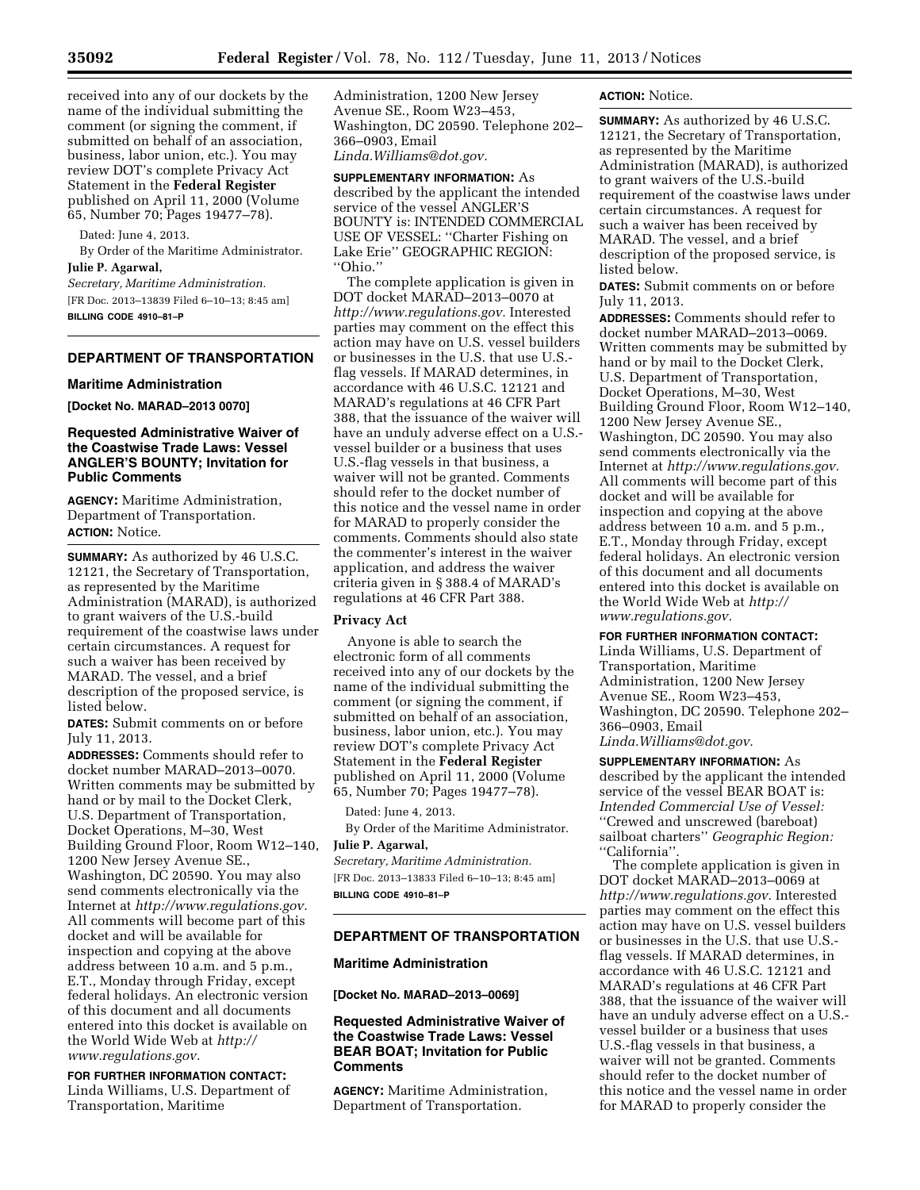received into any of our dockets by the name of the individual submitting the comment (or signing the comment, if submitted on behalf of an association, business, labor union, etc.). You may review DOT's complete Privacy Act Statement in the **Federal Register** published on April 11, 2000 (Volume 65, Number 70; Pages 19477–78).

Dated: June 4, 2013.

By Order of the Maritime Administrator.

**Julie P. Agarwal,**

*Secretary, Maritime Administration.*

[FR Doc. 2013–13839 Filed 6–10–13; 8:45 am]

**BILLING CODE 4910–81–P**

## DEPARTMENT OF TRANSPORTATION

### Maritime Administration

**[Docket No. MARAD–2013 0070]**

### Requested Administrative Waiver of the Coastwise Trade Laws: Vessel ANGLER'S BOUNTY; Invitation for Public Comments

**AGENCY:** Maritime Administration, Department of Transportation.

**ACTION:** Notice.

**SUMMARY:** As authorized by 46 U.S.C. 12121, the Secretary of Transportation, as represented by the Maritime Administration (MARAD), is authorized to grant waivers of the U.S.-build requirement of the coastwise laws under certain circumstances. A request for such a waiver has been received by MARAD. The vessel, and a brief description of the proposed service, is listed below.

**DATES:** Submit comments on or before July 11, 2013.

**ADDRESSES:** Comments should refer to docket number MARAD–2013–0070. Written comments may be submitted by hand or by mail to the Docket Clerk, U.S. Department of Transportation, Docket Operations, M–30, West Building Ground Floor, Room W12–140, 1200 New Jersey Avenue SE., Washington, DC 20590. You may also send comments electronically via the Internet at *http://www.regulations.gov.* All comments will become part of this docket and will be available for inspection and copying at the above address between 10 a.m. and 5 p.m., E.T., Monday through Friday, except federal holidays. An electronic version of this document and all documents entered into this docket is available on the World Wide Web at *http://www.regulations.gov.*

**FOR FURTHER INFORMATION CONTACT:** Linda Williams, U.S. Department of Transportation, Maritime Administration, 1200 New Jersey Avenue SE., Room W23–453, Washington, DC 20590. Telephone 202–366–0903, Email *Linda.Williams@dot.gov.*

**SUPPLEMENTARY INFORMATION:** As described by the applicant the intended service of the vessel ANGLER'S BOUNTY is: INTENDED COMMERCIAL USE OF VESSEL: "Charter Fishing on Lake Erie" GEOGRAPHIC REGION: "Ohio."

The complete application is given in DOT docket MARAD–2013–0070 at *http://www.regulations.gov.* Interested parties may comment on the effect this action may have on U.S. vessel builders or businesses in the U.S. that use U.S.-flag vessels. If MARAD determines, in accordance with 46 U.S.C. 12121 and MARAD's regulations at 46 CFR Part 388, that the issuance of the waiver will have an unduly adverse effect on a U.S.-vessel builder or a business that uses U.S.-flag vessels in that business, a waiver will not be granted. Comments should refer to the docket number of this notice and the vessel name in order for MARAD to properly consider the comments. Comments should also state the commenter's interest in the waiver application, and address the waiver criteria given in § 388.4 of MARAD's regulations at 46 CFR Part 388.

#### Privacy Act

Anyone is able to search the electronic form of all comments received into any of our dockets by the name of the individual submitting the comment (or signing the comment, if submitted on behalf of an association, business, labor union, etc.). You may review DOT's complete Privacy Act Statement in the **Federal Register** published on April 11, 2000 (Volume 65, Number 70; Pages 19477–78).

Dated: June 4, 2013.

By Order of the Maritime Administrator.

**Julie P. Agarwal,**

*Secretary, Maritime Administration.*

[FR Doc. 2013–13833 Filed 6–10–13; 8:45 am]

**BILLING CODE 4910–81–P**

## DEPARTMENT OF TRANSPORTATION

### Maritime Administration

**[Docket No. MARAD–2013–0069]**

### Requested Administrative Waiver of the Coastwise Trade Laws: Vessel BEAR BOAT; Invitation for Public Comments

**AGENCY:** Maritime Administration, Department of Transportation.

**ACTION:** Notice.

**SUMMARY:** As authorized by 46 U.S.C. 12121, the Secretary of Transportation, as represented by the Maritime Administration (MARAD), is authorized to grant waivers of the U.S.-build requirement of the coastwise laws under certain circumstances. A request for such a waiver has been received by MARAD. The vessel, and a brief description of the proposed service, is listed below.

**DATES:** Submit comments on or before July 11, 2013.

**ADDRESSES:** Comments should refer to docket number MARAD–2013–0069. Written comments may be submitted by hand or by mail to the Docket Clerk, U.S. Department of Transportation, Docket Operations, M–30, West Building Ground Floor, Room W12–140, 1200 New Jersey Avenue SE., Washington, DC 20590. You may also send comments electronically via the Internet at *http://www.regulations.gov.* All comments will become part of this docket and will be available for inspection and copying at the above address between 10 a.m. and 5 p.m., E.T., Monday through Friday, except federal holidays. An electronic version of this document and all documents entered into this docket is available on the World Wide Web at *http://www.regulations.gov.*

**FOR FURTHER INFORMATION CONTACT:** Linda Williams, U.S. Department of Transportation, Maritime Administration, 1200 New Jersey Avenue SE., Room W23–453, Washington, DC 20590. Telephone 202–366–0903, Email *Linda.Williams@dot.gov.*

**SUPPLEMENTARY INFORMATION:** As described by the applicant the intended service of the vessel BEAR BOAT is: *Intended Commercial Use of Vessel:* "Crewed and unscrewed (bareboat) sailboat charters" *Geographic Region:* "California".

The complete application is given in DOT docket MARAD–2013–0069 at *http://www.regulations.gov.* Interested parties may comment on the effect this action may have on U.S. vessel builders or businesses in the U.S. that use U.S.-flag vessels. If MARAD determines, in accordance with 46 U.S.C. 12121 and MARAD's regulations at 46 CFR Part 388, that the issuance of the waiver will have an unduly adverse effect on a U.S.-vessel builder or a business that uses U.S.-flag vessels in that business, a waiver will not be granted. Comments should refer to the docket number of this notice and the vessel name in order for MARAD to properly consider the